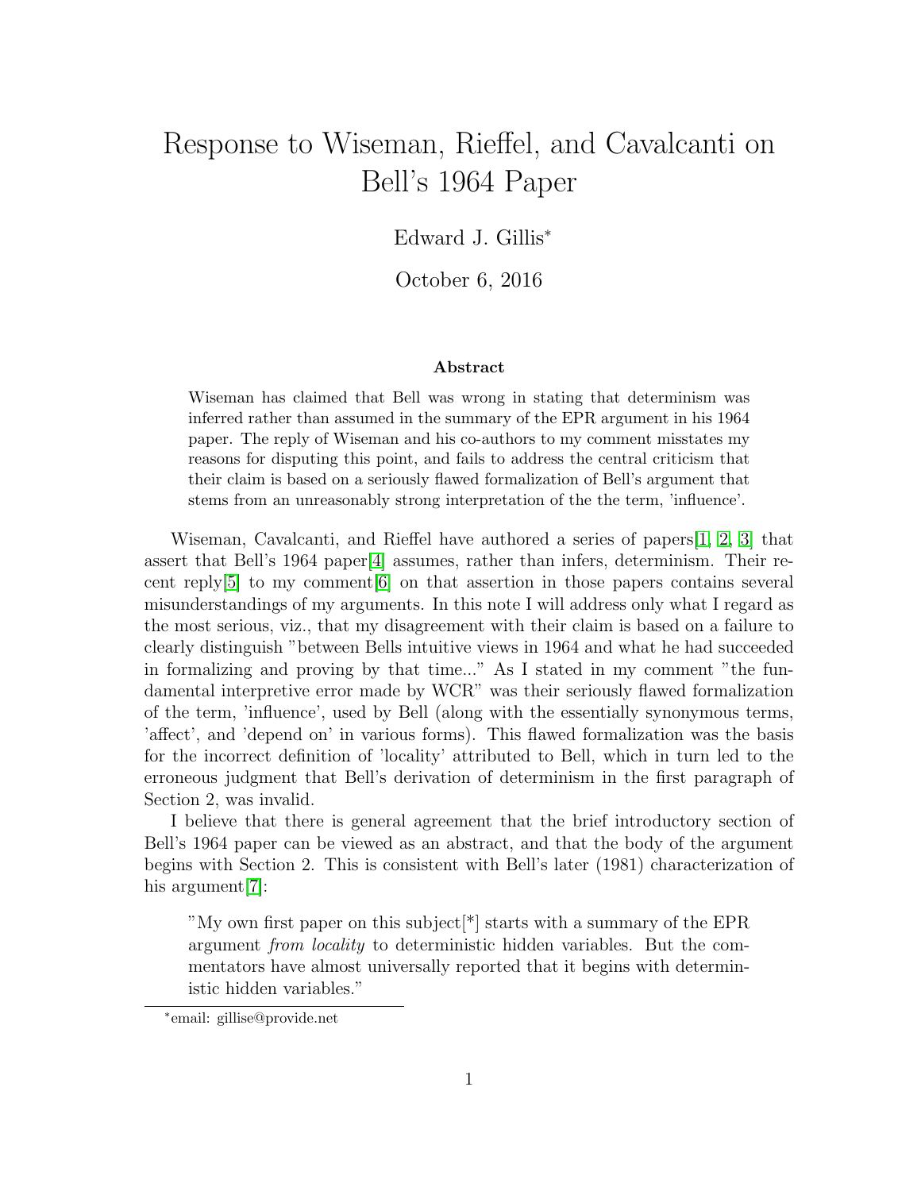# Response to Wiseman, Rieffel, and Cavalcanti on Bell's 1964 Paper

Edward J. Gillis*

October 6, 2016

### Abstract

Wiseman has claimed that Bell was wrong in stating that determinism was inferred rather than assumed in the summary of the EPR argument in his 1964 paper. The reply of Wiseman and his co-authors to my comment misstates my reasons for disputing this point, and fails to address the central criticism that their claim is based on a seriously flawed formalization of Bell's argument that stems from an unreasonably strong interpretation of the the term, 'influence'.

Wiseman, Cavalcanti, and Rieffel have authored a series of papers[1, 2, 3] that assert that Bell's 1964 paper[4] assumes, rather than infers, determinism. Their recent reply[5] to my comment[6] on that assertion in those papers contains several misunderstandings of my arguments. In this note I will address only what I regard as the most serious, viz., that my disagreement with their claim is based on a failure to clearly distinguish "between Bells intuitive views in 1964 and what he had succeeded in formalizing and proving by that time..." As I stated in my comment "the fundamental interpretive error made by WCR" was their seriously flawed formalization of the term, 'influence', used by Bell (along with the essentially synonymous terms, 'affect', and 'depend on' in various forms). This flawed formalization was the basis for the incorrect definition of 'locality' attributed to Bell, which in turn led to the erroneous judgment that Bell's derivation of determinism in the first paragraph of Section 2, was invalid.

I believe that there is general agreement that the brief introductory section of Bell's 1964 paper can be viewed as an abstract, and that the body of the argument begins with Section 2. This is consistent with Bell's later (1981) characterization of his argument[7]:

> "My own first paper on this subject[*] starts with a summary of the EPR argument *from locality* to deterministic hidden variables. But the commentators have almost universally reported that it begins with deterministic hidden variables."

*email: gillise@provide.net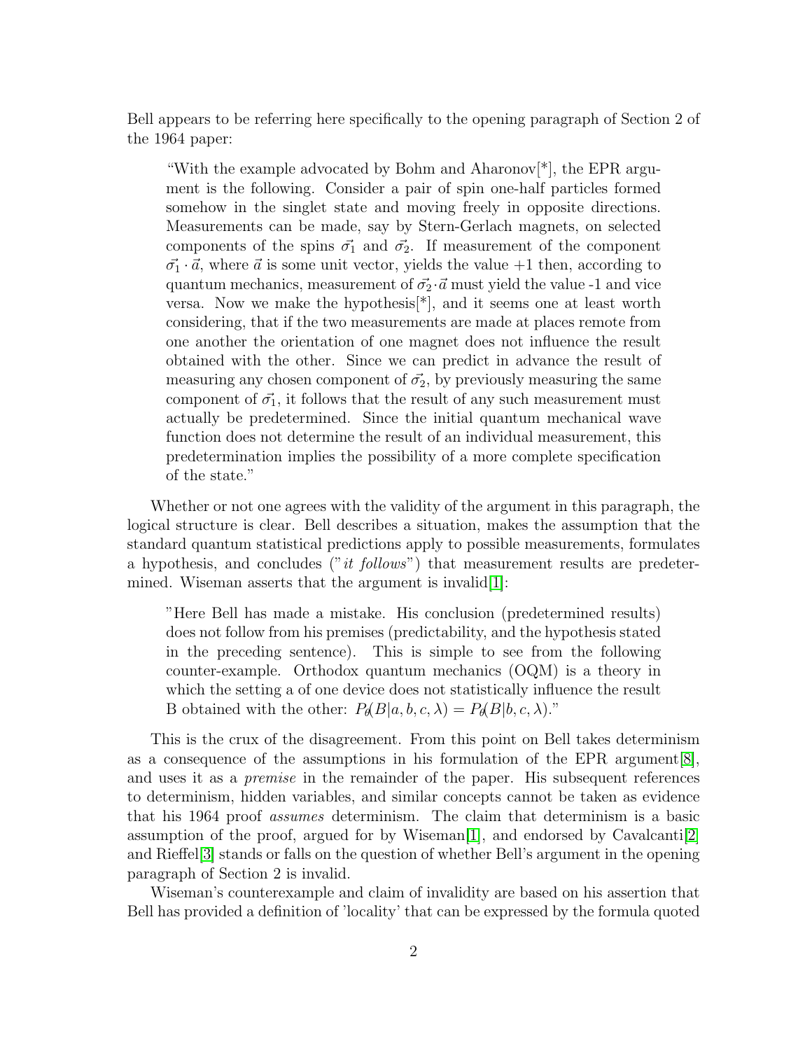Bell appears to be referring here specifically to the opening paragraph of Section 2 of the 1964 paper:

> "With the example advocated by Bohm and Aharonov[*], the EPR argument is the following. Consider a pair of spin one-half particles formed somehow in the singlet state and moving freely in opposite directions. Measurements can be made, say by Stern-Gerlach magnets, on selected components of the spins $\vec{\sigma_1}$ and $\vec{\sigma_2}$. If measurement of the component $\vec{\sigma_1} \cdot \vec{a}$, where $\vec{a}$ is some unit vector, yields the value +1 then, according to quantum mechanics, measurement of $\vec{\sigma_2} \cdot \vec{a}$ must yield the value -1 and vice versa. Now we make the hypothesis[*], and it seems one at least worth considering, that if the two measurements are made at places remote from one another the orientation of one magnet does not influence the result obtained with the other. Since we can predict in advance the result of measuring any chosen component of $\vec{\sigma_2}$, by previously measuring the same component of $\vec{\sigma_1}$, it follows that the result of any such measurement must actually be predetermined. Since the initial quantum mechanical wave function does not determine the result of an individual measurement, this predetermination implies the possibility of a more complete specification of the state."

Whether or not one agrees with the validity of the argument in this paragraph, the logical structure is clear. Bell describes a situation, makes the assumption that the standard quantum statistical predictions apply to possible measurements, formulates a hypothesis, and concludes ("*it follows*") that measurement results are predetermined. Wiseman asserts that the argument is invalid[1]:

> "Here Bell has made a mistake. His conclusion (predetermined results) does not follow from his premises (predictability, and the hypothesis stated in the preceding sentence). This is simple to see from the following counter-example. Orthodox quantum mechanics (OQM) is a theory in which the setting a of one device does not statistically influence the result B obtained with the other: $P_\theta(B|a, b, c, \lambda) = P_\theta(B|b, c, \lambda)$."

This is the crux of the disagreement. From this point on Bell takes determinism as a consequence of the assumptions in his formulation of the EPR argument[8], and uses it as a *premise* in the remainder of the paper. His subsequent references to determinism, hidden variables, and similar concepts cannot be taken as evidence that his 1964 proof *assumes* determinism. The claim that determinism is a basic assumption of the proof, argued for by Wiseman[1], and endorsed by Cavalcanti[2] and Rieffel[3] stands or falls on the question of whether Bell's argument in the opening paragraph of Section 2 is invalid.

Wiseman's counterexample and claim of invalidity are based on his assertion that Bell has provided a definition of 'locality' that can be expressed by the formula quoted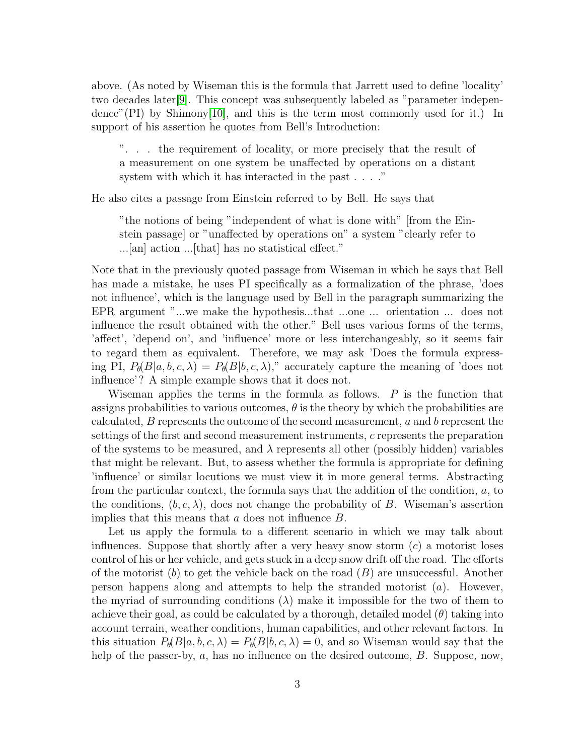above. (As noted by Wiseman this is the formula that Jarrett used to define 'locality' two decades later[9]. This concept was subsequently labeled as "parameter independence"(PI) by Shimony[10], and this is the term most commonly used for it.) In support of his assertion he quotes from Bell's Introduction:

> ". . . the requirement of locality, or more precisely that the result of a measurement on one system be unaffected by operations on a distant system with which it has interacted in the past . . . ."

He also cites a passage from Einstein referred to by Bell. He says that

> "the notions of being "independent of what is done with" [from the Einstein passage] or "unaffected by operations on" a system "clearly refer to ...[an] action ...[that] has no statistical effect."

Note that in the previously quoted passage from Wiseman in which he says that Bell has made a mistake, he uses PI specifically as a formalization of the phrase, 'does not influence', which is the language used by Bell in the paragraph summarizing the EPR argument "...we make the hypothesis...that ...one ... orientation ... does not influence the result obtained with the other." Bell uses various forms of the terms, 'affect', 'depend on', and 'influence' more or less interchangeably, so it seems fair to regard them as equivalent. Therefore, we may ask 'Does the formula expressing PI, $P_\theta(B|a,b,c,\lambda) = P_\theta(B|b,c,\lambda)$," accurately capture the meaning of 'does not influence'? A simple example shows that it does not.

Wiseman applies the terms in the formula as follows. $P$ is the function that assigns probabilities to various outcomes, $\theta$ is the theory by which the probabilities are calculated, $B$ represents the outcome of the second measurement, $a$ and $b$ represent the settings of the first and second measurement instruments, $c$ represents the preparation of the systems to be measured, and $\lambda$ represents all other (possibly hidden) variables that might be relevant. But, to assess whether the formula is appropriate for defining 'influence' or similar locutions we must view it in more general terms. Abstracting from the particular context, the formula says that the addition of the condition, $a$, to the conditions, $(b,c,\lambda)$, does not change the probability of $B$. Wiseman's assertion implies that this means that $a$ does not influence $B$.

Let us apply the formula to a different scenario in which we may talk about influences. Suppose that shortly after a very heavy snow storm ($c$) a motorist loses control of his or her vehicle, and gets stuck in a deep snow drift off the road. The efforts of the motorist ($b$) to get the vehicle back on the road ($B$) are unsuccessful. Another person happens along and attempts to help the stranded motorist ($a$). However, the myriad of surrounding conditions ($\lambda$) make it impossible for the two of them to achieve their goal, as could be calculated by a thorough, detailed model ($\theta$) taking into account terrain, weather conditions, human capabilities, and other relevant factors. In this situation $P_\theta(B|a,b,c,\lambda) = P_\theta(B|b,c,\lambda) = 0$, and so Wiseman would say that the help of the passer-by, $a$, has no influence on the desired outcome, $B$. Suppose, now,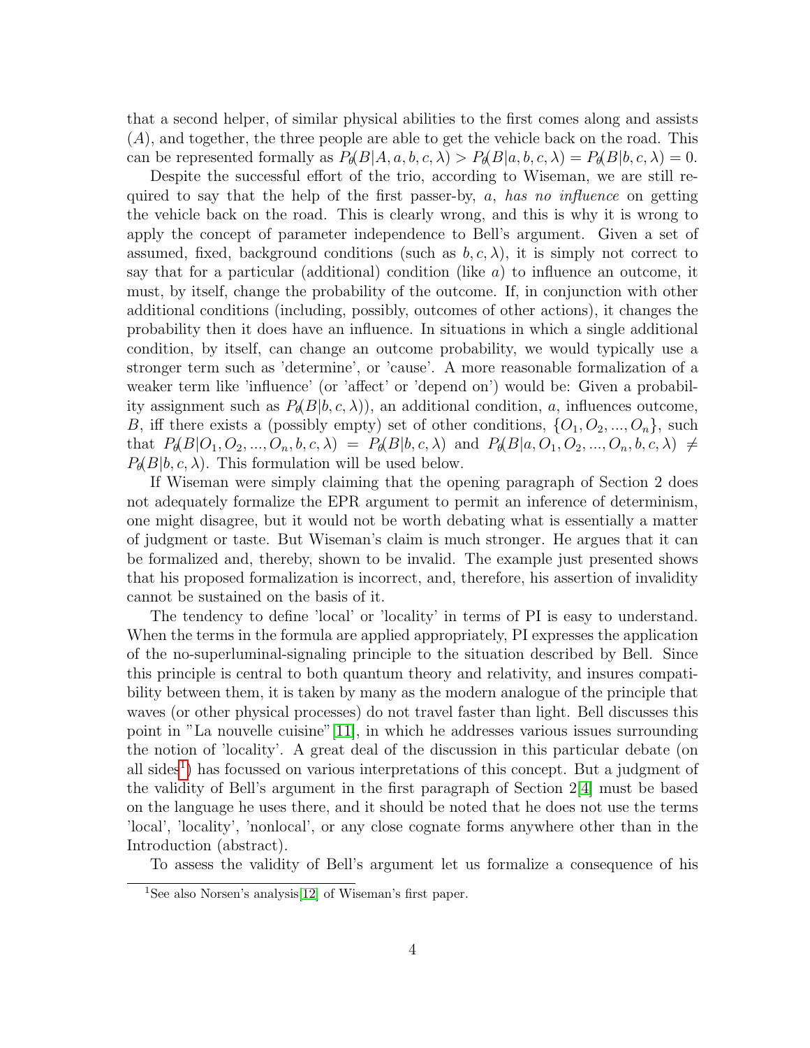that a second helper, of similar physical abilities to the first comes along and assists ($A$), and together, the three people are able to get the vehicle back on the road. This can be represented formally as $P_\theta(B|A, a, b, c, \lambda) > P_\theta(B|a, b, c, \lambda) = P_\theta(B|b, c, \lambda) = 0$.

Despite the successful effort of the trio, according to Wiseman, we are still required to say that the help of the first passer-by, $a$, *has no influence* on getting the vehicle back on the road. This is clearly wrong, and this is why it is wrong to apply the concept of parameter independence to Bell's argument. Given a set of assumed, fixed, background conditions (such as $b, c, \lambda$), it is simply not correct to say that for a particular (additional) condition (like $a$) to influence an outcome, it must, by itself, change the probability of the outcome. If, in conjunction with other additional conditions (including, possibly, outcomes of other actions), it changes the probability then it does have an influence. In situations in which a single additional condition, by itself, can change an outcome probability, we would typically use a stronger term such as 'determine', or 'cause'. A more reasonable formalization of a weaker term like 'influence' (or 'affect' or 'depend on') would be: Given a probability assignment such as $P_\theta(B|b, c, \lambda)$), an additional condition, $a$, influences outcome, $B$, iff there exists a (possibly empty) set of other conditions, $\{O_1, O_2, ..., O_n\}$, such that $P_\theta(B|O_1, O_2, ..., O_n, b, c, \lambda) = P_\theta(B|b, c, \lambda)$ and $P_\theta(B|a, O_1, O_2, ..., O_n, b, c, \lambda) \neq P_\theta(B|b, c, \lambda)$. This formulation will be used below.

If Wiseman were simply claiming that the opening paragraph of Section 2 does not adequately formalize the EPR argument to permit an inference of determinism, one might disagree, but it would not be worth debating what is essentially a matter of judgment or taste. But Wiseman's claim is much stronger. He argues that it can be formalized and, thereby, shown to be invalid. The example just presented shows that his proposed formalization is incorrect, and, therefore, his assertion of invalidity cannot be sustained on the basis of it.

The tendency to define 'local' or 'locality' in terms of PI is easy to understand. When the terms in the formula are applied appropriately, PI expresses the application of the no-superluminal-signaling principle to the situation described by Bell. Since this principle is central to both quantum theory and relativity, and insures compatibility between them, it is taken by many as the modern analogue of the principle that waves (or other physical processes) do not travel faster than light. Bell discusses this point in "La nouvelle cuisine"[11], in which he addresses various issues surrounding the notion of 'locality'. A great deal of the discussion in this particular debate (on all sides[1]) has focussed on various interpretations of this concept. But a judgment of the validity of Bell's argument in the first paragraph of Section 2[4] must be based on the language he uses there, and it should be noted that he does not use the terms 'local', 'locality', 'nonlocal', or any close cognate forms anywhere other than in the Introduction (abstract).

To assess the validity of Bell's argument let us formalize a consequence of his

[1] See also Norsen's analysis[12] of Wiseman's first paper.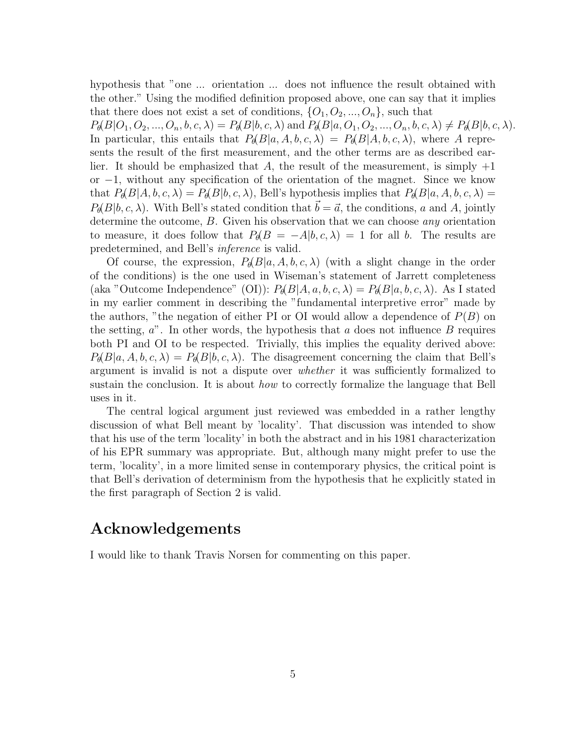hypothesis that "one ... orientation ... does not influence the result obtained with the other." Using the modified definition proposed above, one can say that it implies that there does not exist a set of conditions, $\{O_1, O_2, ..., O_n\}$, such that $P_\theta(B|O_1, O_2, ..., O_n, b, c, \lambda) = P_\theta(B|b, c, \lambda)$ and $P_\theta(B|a, O_1, O_2, ..., O_n, b, c, \lambda) \neq P_\theta(B|b, c, \lambda)$. In particular, this entails that $P_\theta(B|a, A, b, c, \lambda) = P_\theta(B|A, b, c, \lambda)$, where $A$ represents the result of the first measurement, and the other terms are as described earlier. It should be emphasized that $A$, the result of the measurement, is simply $+1$ or $-1$, without any specification of the orientation of the magnet. Since we know that $P_\theta(B|A, b, c, \lambda) = P_\theta(B|b, c, \lambda)$, Bell's hypothesis implies that $P_\theta(B|a, A, b, c, \lambda) = P_\theta(B|b, c, \lambda)$. With Bell's stated condition that $\vec{b} = \vec{a}$, the conditions, $a$ and $A$, jointly determine the outcome, $B$. Given his observation that we can choose *any* orientation to measure, it does follow that $P_\theta(B = -A|b, c, \lambda) = 1$ for all $b$. The results are predetermined, and Bell's *inference* is valid.

Of course, the expression, $P_\theta(B|a, A, b, c, \lambda)$ (with a slight change in the order of the conditions) is the one used in Wiseman's statement of Jarrett completeness (aka "Outcome Independence" (OI)): $P_\theta(B|A, a, b, c, \lambda) = P_\theta(B|a, b, c, \lambda)$. As I stated in my earlier comment in describing the "fundamental interpretive error" made by the authors, "the negation of either PI or OI would allow a dependence of $P(B)$ on the setting, $a$". In other words, the hypothesis that $a$ does not influence $B$ requires both PI and OI to be respected. Trivially, this implies the equality derived above: $P_\theta(B|a, A, b, c, \lambda) = P_\theta(B|b, c, \lambda)$. The disagreement concerning the claim that Bell's argument is invalid is not a dispute over *whether* it was sufficiently formalized to sustain the conclusion. It is about *how* to correctly formalize the language that Bell uses in it.

The central logical argument just reviewed was embedded in a rather lengthy discussion of what Bell meant by 'locality'. That discussion was intended to show that his use of the term 'locality' in both the abstract and in his 1981 characterization of his EPR summary was appropriate. But, although many might prefer to use the term, 'locality', in a more limited sense in contemporary physics, the critical point is that Bell's derivation of determinism from the hypothesis that he explicitly stated in the first paragraph of Section 2 is valid.

## Acknowledgements

I would like to thank Travis Norsen for commenting on this paper.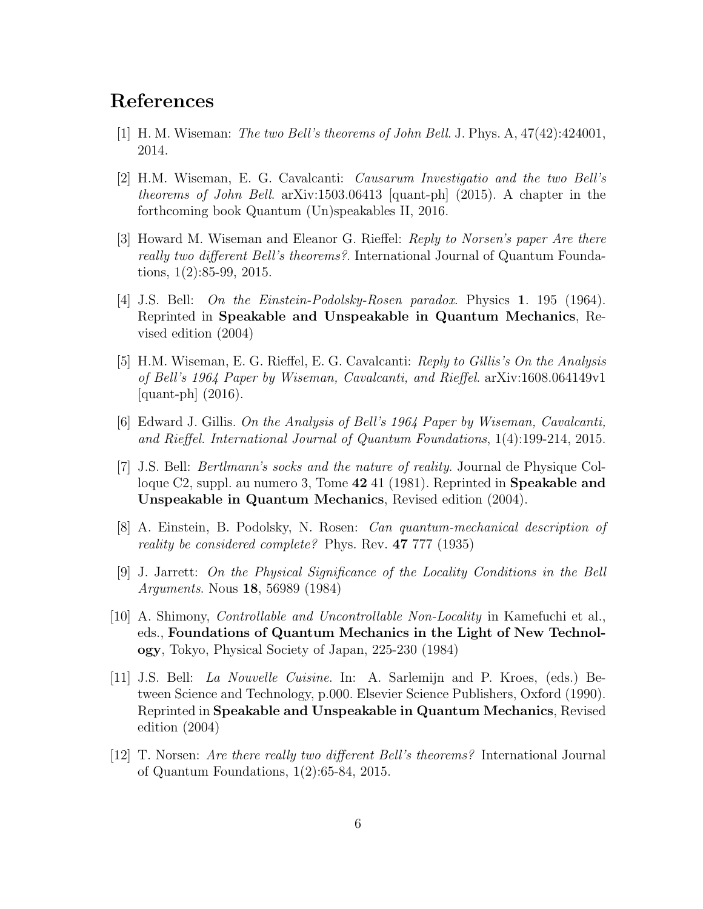## References

[1] H. M. Wiseman: *The two Bell's theorems of John Bell*. J. Phys. A, 47(42):424001, 2014.

[2] H.M. Wiseman, E. G. Cavalcanti: *Causarum Investigatio and the two Bell's theorems of John Bell*. arXiv:1503.06413 [quant-ph] (2015). A chapter in the forthcoming book Quantum (Un)speakables II, 2016.

[3] Howard M. Wiseman and Eleanor G. Rieffel: *Reply to Norsen's paper Are there really two different Bell's theorems?*. International Journal of Quantum Foundations, 1(2):85-99, 2015.

[4] J.S. Bell: *On the Einstein-Podolsky-Rosen paradox*. Physics **1**. 195 (1964). Reprinted in **Speakable and Unspeakable in Quantum Mechanics**, Revised edition (2004)

[5] H.M. Wiseman, E. G. Rieffel, E. G. Cavalcanti: *Reply to Gillis's On the Analysis of Bell's 1964 Paper by Wiseman, Cavalcanti, and Rieffel*. arXiv:1608.064149v1 [quant-ph] (2016).

[6] Edward J. Gillis. *On the Analysis of Bell's 1964 Paper by Wiseman, Cavalcanti, and Rieffel. International Journal of Quantum Foundations*, 1(4):199-214, 2015.

[7] J.S. Bell: *Bertlmann's socks and the nature of reality*. Journal de Physique Colloque C2, suppl. au numero 3, Tome **42** 41 (1981). Reprinted in **Speakable and Unspeakable in Quantum Mechanics**, Revised edition (2004).

[8] A. Einstein, B. Podolsky, N. Rosen: *Can quantum-mechanical description of reality be considered complete?* Phys. Rev. **47** 777 (1935)

[9] J. Jarrett: *On the Physical Significance of the Locality Conditions in the Bell Arguments*. Nous **18**, 56989 (1984)

[10] A. Shimony, *Controllable and Uncontrollable Non-Locality* in Kamefuchi et al., eds., **Foundations of Quantum Mechanics in the Light of New Technology**, Tokyo, Physical Society of Japan, 225-230 (1984)

[11] J.S. Bell: *La Nouvelle Cuisine*. In: A. Sarlemijn and P. Kroes, (eds.) Between Science and Technology, p.000. Elsevier Science Publishers, Oxford (1990). Reprinted in **Speakable and Unspeakable in Quantum Mechanics**, Revised edition (2004)

[12] T. Norsen: *Are there really two different Bell's theorems?* International Journal of Quantum Foundations, 1(2):65-84, 2015.